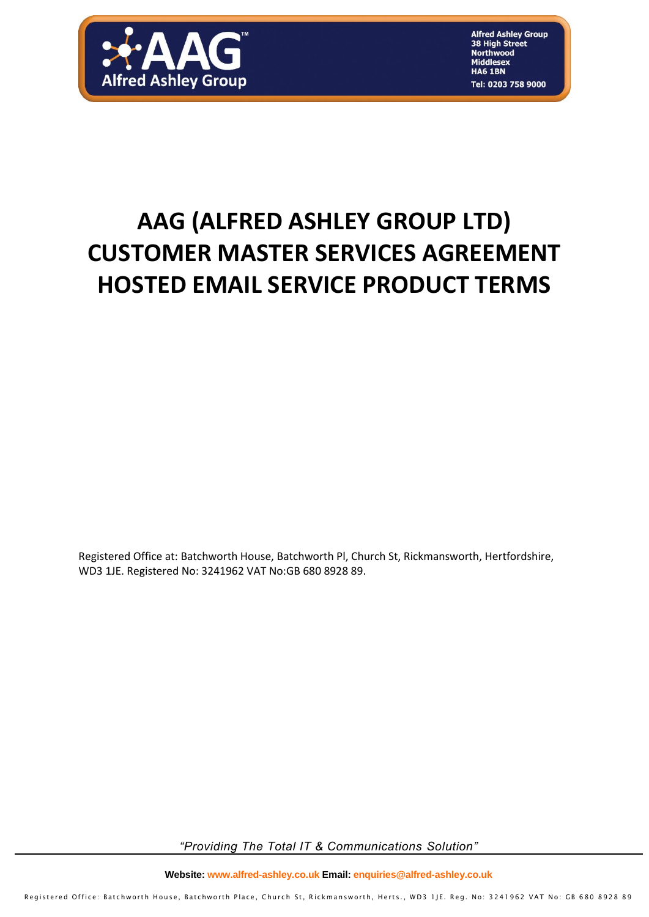# AAG (ALFRED ASHLEY GROUP LTD) CUSTOMER MASTER SERVICES AGREEMENT HOSTED EMAIL SERVICE PRODUCT TERMS

Registered Office at: Batchworth House, Batchworth Pl, Church St, Rickmansworth, Hertfordshire, WD3 1JE. Registered No: 3241962 VAT No:GB 680 8928 89.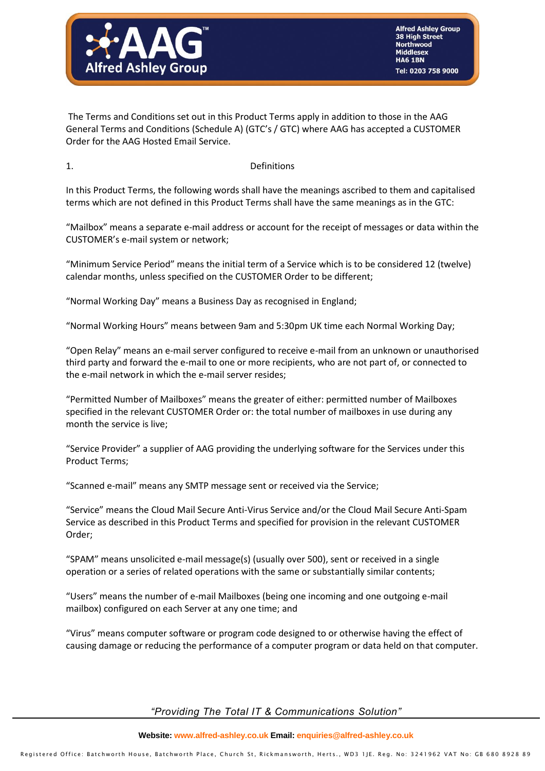The Terms and Conditions set out in this Product Terms apply in addition to those in the AAG General Terms and Conditions (Schedule A) (GTC's / GTC) where AAG has accepted a CUSTOMER Order for the AAG Hosted Email Service.

## 1. Definitions

In this Product Terms, the following words shall have the meanings ascribed to them and capitalised terms which are not defined in this Product Terms shall have the same meanings as in the GTC:

"Mailbox" means a separate e-mail address or account for the receipt of messages or data within the CUSTOMER's e-mail system or network;

"Minimum Service Period" means the initial term of a Service which is to be considered 12 (twelve) calendar months, unless specified on the CUSTOMER Order to be different;

"Normal Working Day" means a Business Day as recognised in England;

"Normal Working Hours" means between 9am and 5:30pm UK time each Normal Working Day;

"Open Relay" means an e-mail server configured to receive e-mail from an unknown or unauthorised third party and forward the e-mail to one or more recipients, who are not part of, or connected to the e-mail network in which the e-mail server resides;

"Permitted Number of Mailboxes" means the greater of either: permitted number of Mailboxes specified in the relevant CUSTOMER Order or: the total number of mailboxes in use during any month the service is live;

"Service Provider" a supplier of AAG providing the underlying software for the Services under this Product Terms;

"Scanned e-mail" means any SMTP message sent or received via the Service;

"Service" means the Cloud Mail Secure Anti-Virus Service and/or the Cloud Mail Secure Anti-Spam Service as described in this Product Terms and specified for provision in the relevant CUSTOMER Order;

"SPAM" means unsolicited e-mail message(s) (usually over 500), sent or received in a single operation or a series of related operations with the same or substantially similar contents;

"Users" means the number of e-mail Mailboxes (being one incoming and one outgoing e-mail mailbox) configured on each Server at any one time; and

"Virus" means computer software or program code designed to or otherwise having the effect of causing damage or reducing the performance of a computer program or data held on that computer.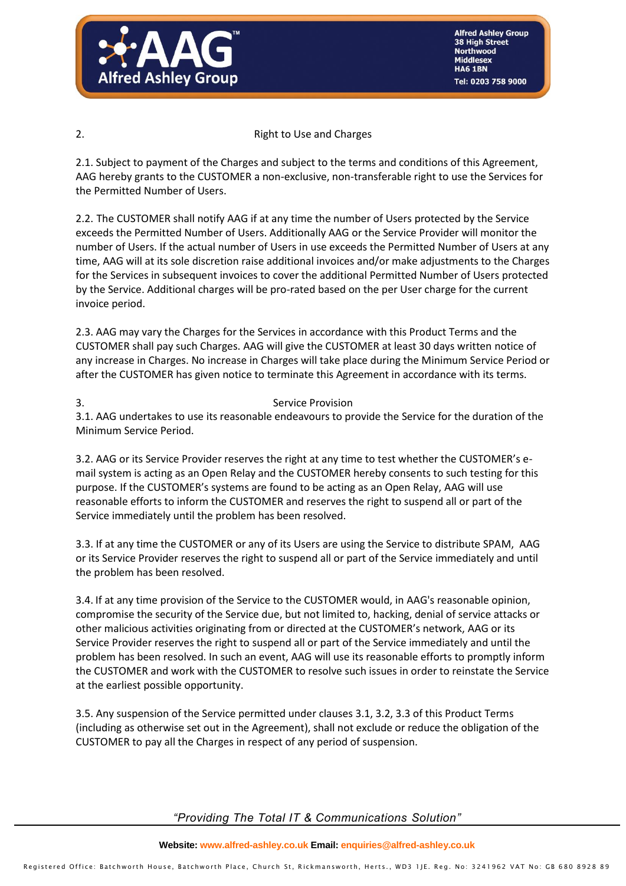## 2. Right to Use and Charges

2.1. Subject to payment of the Charges and subject to the terms and conditions of this Agreement, AAG hereby grants to the CUSTOMER a non-exclusive, non-transferable right to use the Services for the Permitted Number of Users.

2.2. The CUSTOMER shall notify AAG if at any time the number of Users protected by the Service exceeds the Permitted Number of Users. Additionally AAG or the Service Provider will monitor the number of Users. If the actual number of Users in use exceeds the Permitted Number of Users at any time, AAG will at its sole discretion raise additional invoices and/or make adjustments to the Charges for the Services in subsequent invoices to cover the additional Permitted Number of Users protected by the Service. Additional charges will be pro-rated based on the per User charge for the current invoice period.

2.3. AAG may vary the Charges for the Services in accordance with this Product Terms and the CUSTOMER shall pay such Charges. AAG will give the CUSTOMER at least 30 days written notice of any increase in Charges. No increase in Charges will take place during the Minimum Service Period or after the CUSTOMER has given notice to terminate this Agreement in accordance with its terms.

## 3. Service Provision

3.1. AAG undertakes to use its reasonable endeavours to provide the Service for the duration of the Minimum Service Period.

3.2. AAG or its Service Provider reserves the right at any time to test whether the CUSTOMER's e-mail system is acting as an Open Relay and the CUSTOMER hereby consents to such testing for this purpose. If the CUSTOMER's systems are found to be acting as an Open Relay, AAG will use reasonable efforts to inform the CUSTOMER and reserves the right to suspend all or part of the Service immediately until the problem has been resolved.

3.3. If at any time the CUSTOMER or any of its Users are using the Service to distribute SPAM, AAG or its Service Provider reserves the right to suspend all or part of the Service immediately and until the problem has been resolved.

3.4. If at any time provision of the Service to the CUSTOMER would, in AAG's reasonable opinion, compromise the security of the Service due, but not limited to, hacking, denial of service attacks or other malicious activities originating from or directed at the CUSTOMER's network, AAG or its Service Provider reserves the right to suspend all or part of the Service immediately and until the problem has been resolved. In such an event, AAG will use its reasonable efforts to promptly inform the CUSTOMER and work with the CUSTOMER to resolve such issues in order to reinstate the Service at the earliest possible opportunity.

3.5. Any suspension of the Service permitted under clauses 3.1, 3.2, 3.3 of this Product Terms (including as otherwise set out in the Agreement), shall not exclude or reduce the obligation of the CUSTOMER to pay all the Charges in respect of any period of suspension.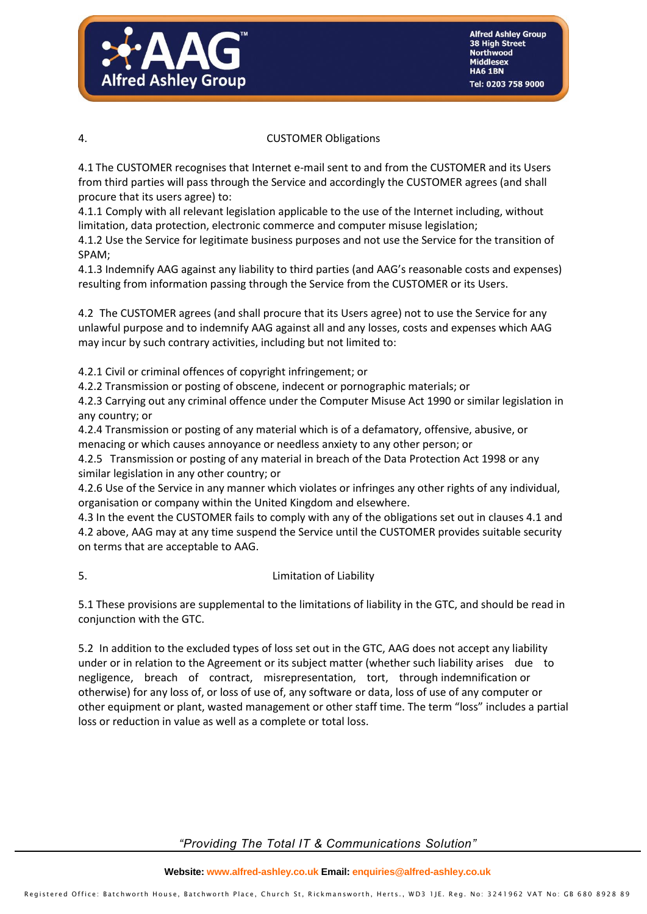## 4. CUSTOMER Obligations

4.1 The CUSTOMER recognises that Internet e-mail sent to and from the CUSTOMER and its Users from third parties will pass through the Service and accordingly the CUSTOMER agrees (and shall procure that its users agree) to:
4.1.1 Comply with all relevant legislation applicable to the use of the Internet including, without limitation, data protection, electronic commerce and computer misuse legislation;
4.1.2 Use the Service for legitimate business purposes and not use the Service for the transition of SPAM;
4.1.3 Indemnify AAG against any liability to third parties (and AAG's reasonable costs and expenses) resulting from information passing through the Service from the CUSTOMER or its Users.

4.2 The CUSTOMER agrees (and shall procure that its Users agree) not to use the Service for any unlawful purpose and to indemnify AAG against all and any losses, costs and expenses which AAG may incur by such contrary activities, including but not limited to:

4.2.1 Civil or criminal offences of copyright infringement; or
4.2.2 Transmission or posting of obscene, indecent or pornographic materials; or
4.2.3 Carrying out any criminal offence under the Computer Misuse Act 1990 or similar legislation in any country; or
4.2.4 Transmission or posting of any material which is of a defamatory, offensive, abusive, or menacing or which causes annoyance or needless anxiety to any other person; or
4.2.5 Transmission or posting of any material in breach of the Data Protection Act 1998 or any similar legislation in any other country; or
4.2.6 Use of the Service in any manner which violates or infringes any other rights of any individual, organisation or company within the United Kingdom and elsewhere.
4.3 In the event the CUSTOMER fails to comply with any of the obligations set out in clauses 4.1 and 4.2 above, AAG may at any time suspend the Service until the CUSTOMER provides suitable security on terms that are acceptable to AAG.

## 5. Limitation of Liability

5.1 These provisions are supplemental to the limitations of liability in the GTC, and should be read in conjunction with the GTC.

5.2 In addition to the excluded types of loss set out in the GTC, AAG does not accept any liability under or in relation to the Agreement or its subject matter (whether such liability arises due to negligence, breach of contract, misrepresentation, tort, through indemnification or otherwise) for any loss of, or loss of use of, any software or data, loss of use of any computer or other equipment or plant, wasted management or other staff time. The term "loss" includes a partial loss or reduction in value as well as a complete or total loss.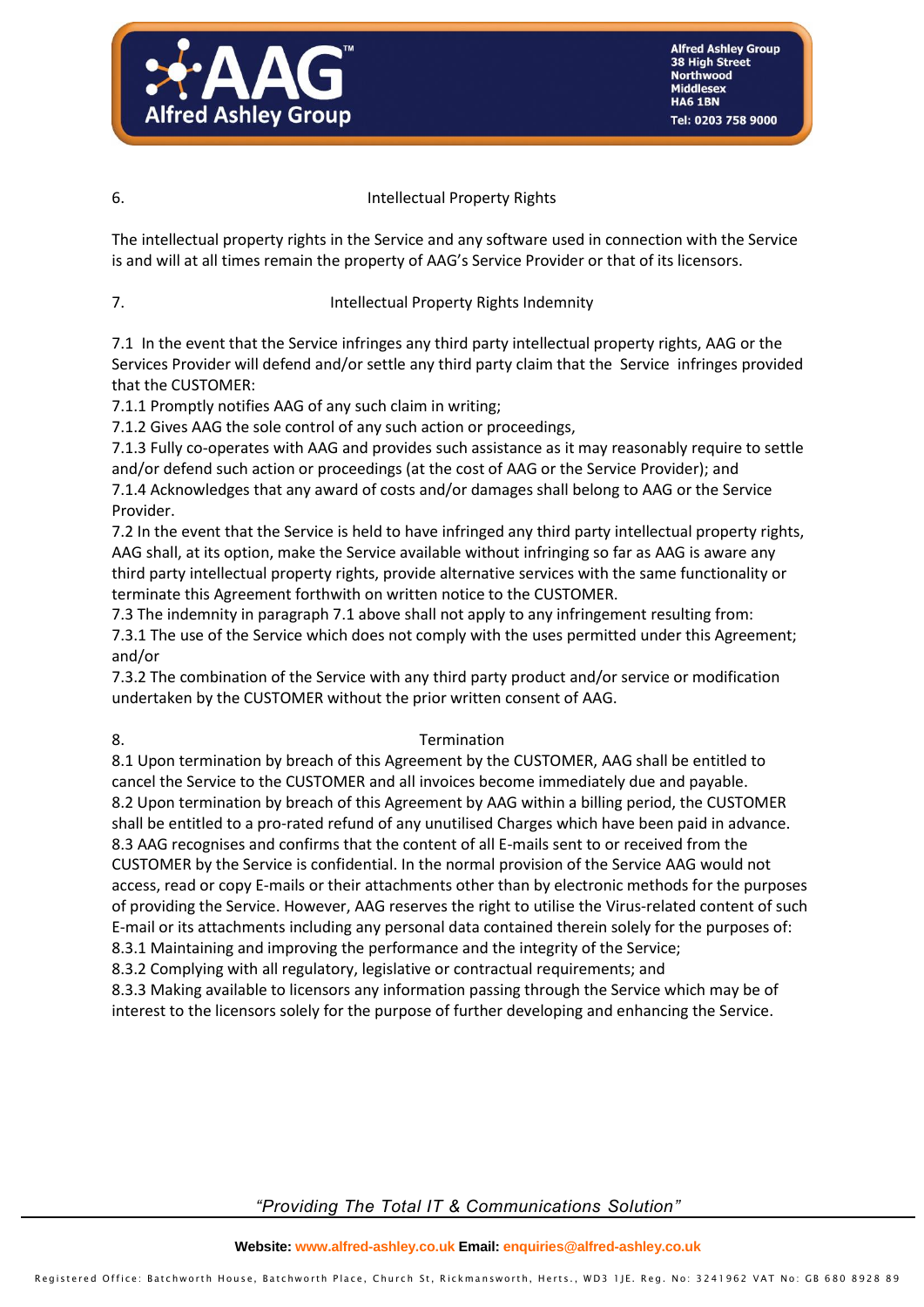## 6. Intellectual Property Rights

The intellectual property rights in the Service and any software used in connection with the Service is and will at all times remain the property of AAG's Service Provider or that of its licensors.

## 7. Intellectual Property Rights Indemnity

7.1 In the event that the Service infringes any third party intellectual property rights, AAG or the Services Provider will defend and/or settle any third party claim that the Service infringes provided that the CUSTOMER:

7.1.1 Promptly notifies AAG of any such claim in writing;

7.1.2 Gives AAG the sole control of any such action or proceedings,

7.1.3 Fully co-operates with AAG and provides such assistance as it may reasonably require to settle and/or defend such action or proceedings (at the cost of AAG or the Service Provider); and

7.1.4 Acknowledges that any award of costs and/or damages shall belong to AAG or the Service Provider.

7.2 In the event that the Service is held to have infringed any third party intellectual property rights, AAG shall, at its option, make the Service available without infringing so far as AAG is aware any third party intellectual property rights, provide alternative services with the same functionality or terminate this Agreement forthwith on written notice to the CUSTOMER.

7.3 The indemnity in paragraph 7.1 above shall not apply to any infringement resulting from:

7.3.1 The use of the Service which does not comply with the uses permitted under this Agreement; and/or

7.3.2 The combination of the Service with any third party product and/or service or modification undertaken by the CUSTOMER without the prior written consent of AAG.

## 8. Termination

8.1 Upon termination by breach of this Agreement by the CUSTOMER, AAG shall be entitled to cancel the Service to the CUSTOMER and all invoices become immediately due and payable.

8.2 Upon termination by breach of this Agreement by AAG within a billing period, the CUSTOMER shall be entitled to a pro-rated refund of any unutilised Charges which have been paid in advance.

8.3 AAG recognises and confirms that the content of all E-mails sent to or received from the CUSTOMER by the Service is confidential. In the normal provision of the Service AAG would not access, read or copy E-mails or their attachments other than by electronic methods for the purposes of providing the Service. However, AAG reserves the right to utilise the Virus-related content of such E-mail or its attachments including any personal data contained therein solely for the purposes of:

8.3.1 Maintaining and improving the performance and the integrity of the Service;

8.3.2 Complying with all regulatory, legislative or contractual requirements; and

8.3.3 Making available to licensors any information passing through the Service which may be of interest to the licensors solely for the purpose of further developing and enhancing the Service.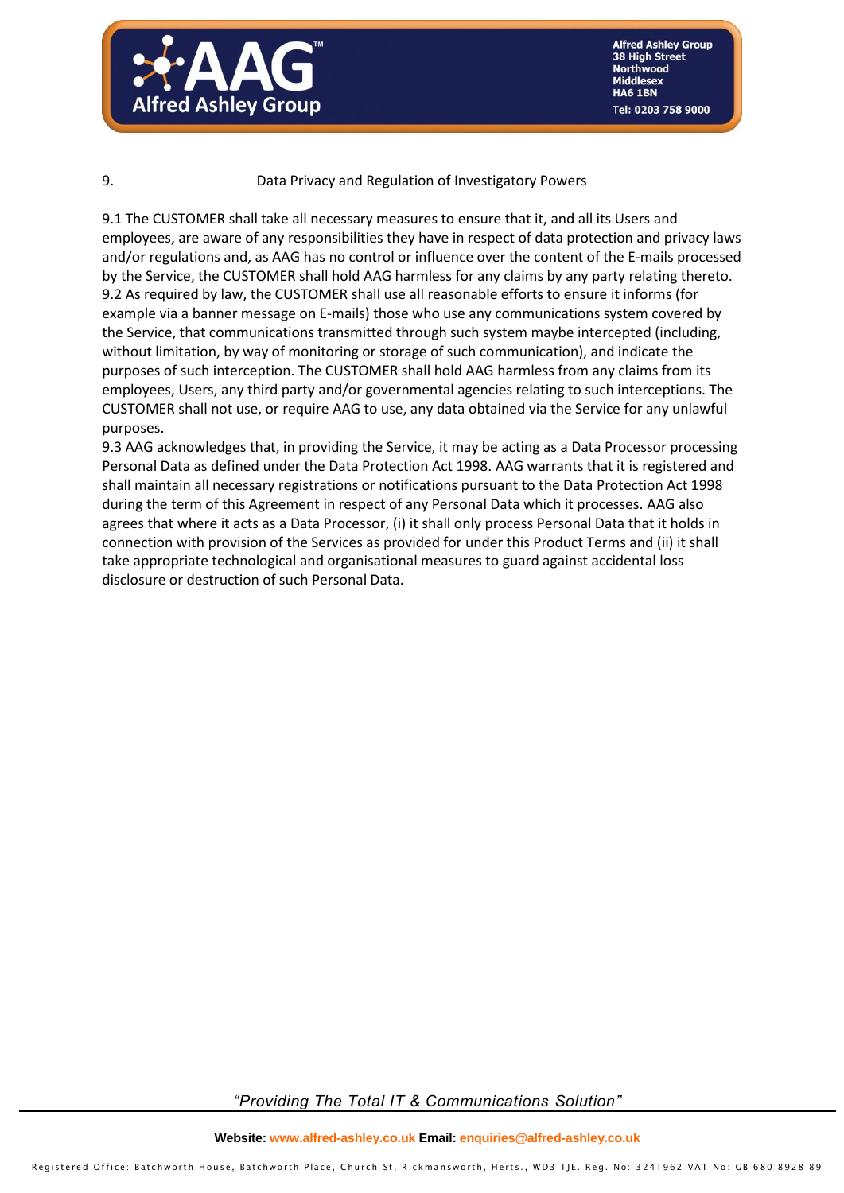## 9. Data Privacy and Regulation of Investigatory Powers

9.1 The CUSTOMER shall take all necessary measures to ensure that it, and all its Users and employees, are aware of any responsibilities they have in respect of data protection and privacy laws and/or regulations and, as AAG has no control or influence over the content of the E-mails processed by the Service, the CUSTOMER shall hold AAG harmless for any claims by any party relating thereto.
9.2 As required by law, the CUSTOMER shall use all reasonable efforts to ensure it informs (for example via a banner message on E-mails) those who use any communications system covered by the Service, that communications transmitted through such system maybe intercepted (including, without limitation, by way of monitoring or storage of such communication), and indicate the purposes of such interception. The CUSTOMER shall hold AAG harmless from any claims from its employees, Users, any third party and/or governmental agencies relating to such interceptions. The CUSTOMER shall not use, or require AAG to use, any data obtained via the Service for any unlawful purposes.
9.3 AAG acknowledges that, in providing the Service, it may be acting as a Data Processor processing Personal Data as defined under the Data Protection Act 1998. AAG warrants that it is registered and shall maintain all necessary registrations or notifications pursuant to the Data Protection Act 1998 during the term of this Agreement in respect of any Personal Data which it processes. AAG also agrees that where it acts as a Data Processor, (i) it shall only process Personal Data that it holds in connection with provision of the Services as provided for under this Product Terms and (ii) it shall take appropriate technological and organisational measures to guard against accidental loss disclosure or destruction of such Personal Data.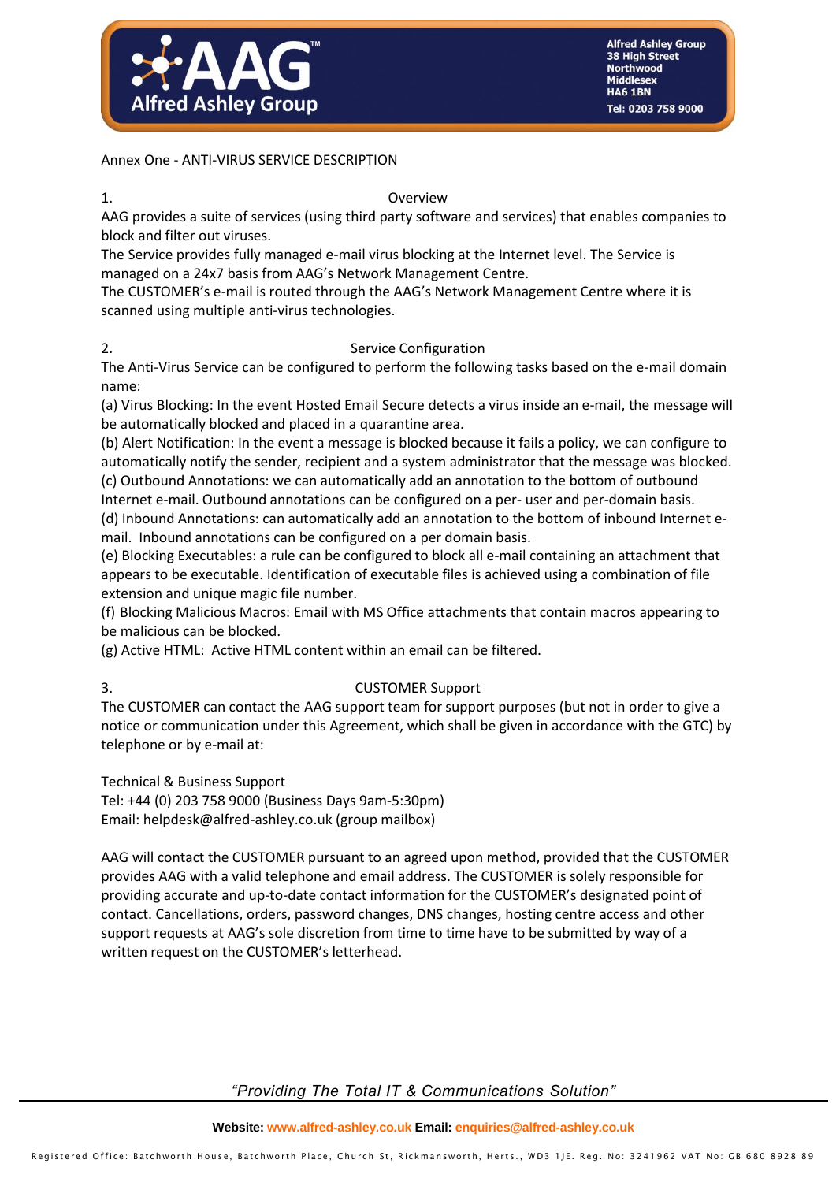Annex One - ANTI-VIRUS SERVICE DESCRIPTION

## 1. Overview

AAG provides a suite of services (using third party software and services) that enables companies to block and filter out viruses.

The Service provides fully managed e-mail virus blocking at the Internet level. The Service is managed on a 24x7 basis from AAG's Network Management Centre.

The CUSTOMER's e-mail is routed through the AAG's Network Management Centre where it is scanned using multiple anti-virus technologies.

## 2. Service Configuration

The Anti-Virus Service can be configured to perform the following tasks based on the e-mail domain name:

(a) Virus Blocking: In the event Hosted Email Secure detects a virus inside an e-mail, the message will be automatically blocked and placed in a quarantine area.

(b) Alert Notification: In the event a message is blocked because it fails a policy, we can configure to automatically notify the sender, recipient and a system administrator that the message was blocked.

(c) Outbound Annotations: we can automatically add an annotation to the bottom of outbound Internet e-mail. Outbound annotations can be configured on a per- user and per-domain basis.

(d) Inbound Annotations: can automatically add an annotation to the bottom of inbound Internet e-mail. Inbound annotations can be configured on a per domain basis.

(e) Blocking Executables: a rule can be configured to block all e-mail containing an attachment that appears to be executable. Identification of executable files is achieved using a combination of file extension and unique magic file number.

(f) Blocking Malicious Macros: Email with MS Office attachments that contain macros appearing to be malicious can be blocked.

(g) Active HTML: Active HTML content within an email can be filtered.

## 3. CUSTOMER Support

The CUSTOMER can contact the AAG support team for support purposes (but not in order to give a notice or communication under this Agreement, which shall be given in accordance with the GTC) by telephone or by e-mail at:

Technical & Business Support
Tel: +44 (0) 203 758 9000 (Business Days 9am-5:30pm)
Email: helpdesk@alfred-ashley.co.uk (group mailbox)

AAG will contact the CUSTOMER pursuant to an agreed upon method, provided that the CUSTOMER provides AAG with a valid telephone and email address. The CUSTOMER is solely responsible for providing accurate and up-to-date contact information for the CUSTOMER's designated point of contact. Cancellations, orders, password changes, DNS changes, hosting centre access and other support requests at AAG's sole discretion from time to time have to be submitted by way of a written request on the CUSTOMER's letterhead.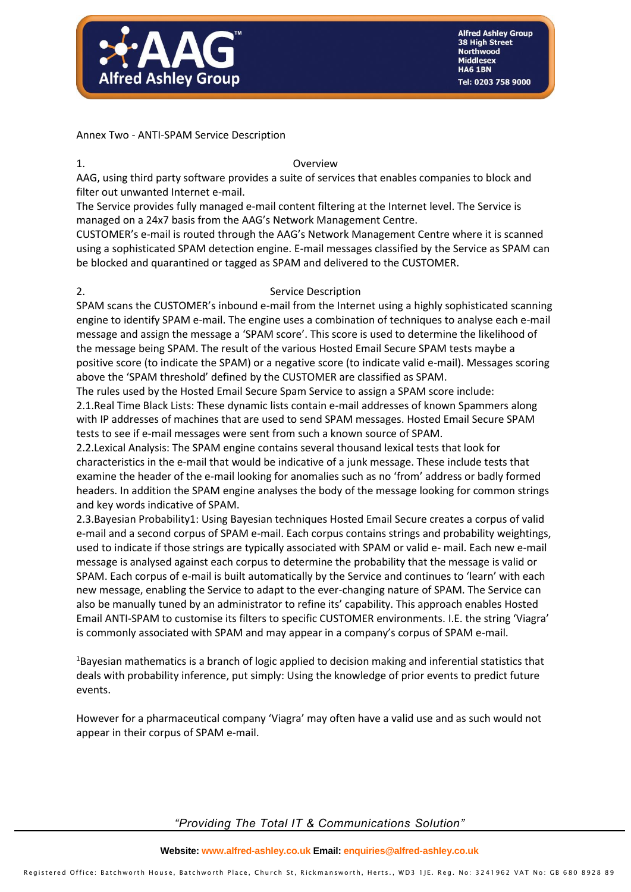Annex Two - ANTI-SPAM Service Description

## 1. Overview

AAG, using third party software provides a suite of services that enables companies to block and filter out unwanted Internet e-mail.

The Service provides fully managed e-mail content filtering at the Internet level. The Service is managed on a 24x7 basis from the AAG's Network Management Centre.

CUSTOMER's e-mail is routed through the AAG's Network Management Centre where it is scanned using a sophisticated SPAM detection engine. E-mail messages classified by the Service as SPAM can be blocked and quarantined or tagged as SPAM and delivered to the CUSTOMER.

## 2. Service Description

SPAM scans the CUSTOMER's inbound e-mail from the Internet using a highly sophisticated scanning engine to identify SPAM e-mail. The engine uses a combination of techniques to analyse each e-mail message and assign the message a 'SPAM score'. This score is used to determine the likelihood of the message being SPAM. The result of the various Hosted Email Secure SPAM tests maybe a positive score (to indicate the SPAM) or a negative score (to indicate valid e-mail). Messages scoring above the 'SPAM threshold' defined by the CUSTOMER are classified as SPAM.

The rules used by the Hosted Email Secure Spam Service to assign a SPAM score include:

2.1.Real Time Black Lists: These dynamic lists contain e-mail addresses of known Spammers along with IP addresses of machines that are used to send SPAM messages. Hosted Email Secure SPAM tests to see if e-mail messages were sent from such a known source of SPAM.

2.2.Lexical Analysis: The SPAM engine contains several thousand lexical tests that look for characteristics in the e-mail that would be indicative of a junk message. These include tests that examine the header of the e-mail looking for anomalies such as no 'from' address or badly formed headers. In addition the SPAM engine analyses the body of the message looking for common strings and key words indicative of SPAM.

2.3.Bayesian Probability[1]: Using Bayesian techniques Hosted Email Secure creates a corpus of valid e-mail and a second corpus of SPAM e-mail. Each corpus contains strings and probability weightings, used to indicate if those strings are typically associated with SPAM or valid e- mail. Each new e-mail message is analysed against each corpus to determine the probability that the message is valid or SPAM. Each corpus of e-mail is built automatically by the Service and continues to 'learn' with each new message, enabling the Service to adapt to the ever-changing nature of SPAM. The Service can also be manually tuned by an administrator to refine its' capability. This approach enables Hosted Email ANTI-SPAM to customise its filters to specific CUSTOMER environments. I.E. the string 'Viagra' is commonly associated with SPAM and may appear in a company's corpus of SPAM e-mail.

[1]Bayesian mathematics is a branch of logic applied to decision making and inferential statistics that deals with probability inference, put simply: Using the knowledge of prior events to predict future events.

However for a pharmaceutical company 'Viagra' may often have a valid use and as such would not appear in their corpus of SPAM e-mail.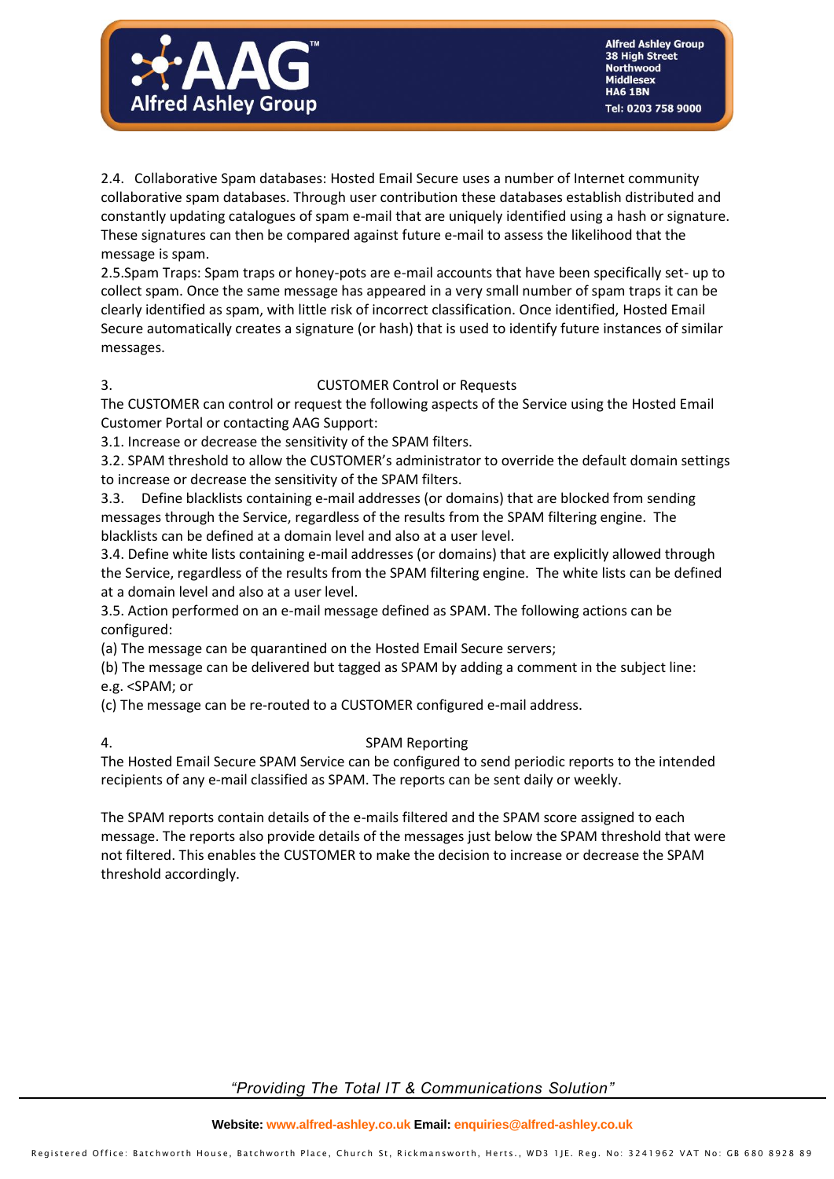2.4. Collaborative Spam databases: Hosted Email Secure uses a number of Internet community collaborative spam databases. Through user contribution these databases establish distributed and constantly updating catalogues of spam e-mail that are uniquely identified using a hash or signature. These signatures can then be compared against future e-mail to assess the likelihood that the message is spam.

2.5.Spam Traps: Spam traps or honey-pots are e-mail accounts that have been specifically set- up to collect spam. Once the same message has appeared in a very small number of spam traps it can be clearly identified as spam, with little risk of incorrect classification. Once identified, Hosted Email Secure automatically creates a signature (or hash) that is used to identify future instances of similar messages.

## 3. CUSTOMER Control or Requests

The CUSTOMER can control or request the following aspects of the Service using the Hosted Email Customer Portal or contacting AAG Support:

3.1. Increase or decrease the sensitivity of the SPAM filters.

3.2. SPAM threshold to allow the CUSTOMER's administrator to override the default domain settings to increase or decrease the sensitivity of the SPAM filters.

3.3. Define blacklists containing e-mail addresses (or domains) that are blocked from sending messages through the Service, regardless of the results from the SPAM filtering engine. The blacklists can be defined at a domain level and also at a user level.

3.4. Define white lists containing e-mail addresses (or domains) that are explicitly allowed through the Service, regardless of the results from the SPAM filtering engine. The white lists can be defined at a domain level and also at a user level.

3.5. Action performed on an e-mail message defined as SPAM. The following actions can be configured:

(a) The message can be quarantined on the Hosted Email Secure servers;

(b) The message can be delivered but tagged as SPAM by adding a comment in the subject line: e.g. <SPAM; or

(c) The message can be re-routed to a CUSTOMER configured e-mail address.

## 4. SPAM Reporting

The Hosted Email Secure SPAM Service can be configured to send periodic reports to the intended recipients of any e-mail classified as SPAM. The reports can be sent daily or weekly.

The SPAM reports contain details of the e-mails filtered and the SPAM score assigned to each message. The reports also provide details of the messages just below the SPAM threshold that were not filtered. This enables the CUSTOMER to make the decision to increase or decrease the SPAM threshold accordingly.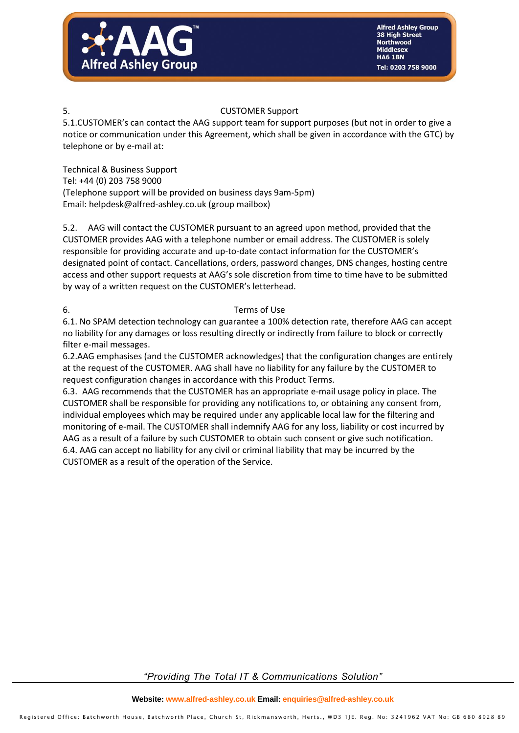## 5. CUSTOMER Support

5.1.CUSTOMER's can contact the AAG support team for support purposes (but not in order to give a notice or communication under this Agreement, which shall be given in accordance with the GTC) by telephone or by e-mail at:

Technical & Business Support
Tel: +44 (0) 203 758 9000
(Telephone support will be provided on business days 9am-5pm)
Email: helpdesk@alfred-ashley.co.uk (group mailbox)

5.2. AAG will contact the CUSTOMER pursuant to an agreed upon method, provided that the CUSTOMER provides AAG with a telephone number or email address. The CUSTOMER is solely responsible for providing accurate and up-to-date contact information for the CUSTOMER's designated point of contact. Cancellations, orders, password changes, DNS changes, hosting centre access and other support requests at AAG's sole discretion from time to time have to be submitted by way of a written request on the CUSTOMER's letterhead.

## 6. Terms of Use

6.1. No SPAM detection technology can guarantee a 100% detection rate, therefore AAG can accept no liability for any damages or loss resulting directly or indirectly from failure to block or correctly filter e-mail messages.
6.2.AAG emphasises (and the CUSTOMER acknowledges) that the configuration changes are entirely at the request of the CUSTOMER. AAG shall have no liability for any failure by the CUSTOMER to request configuration changes in accordance with this Product Terms.
6.3. AAG recommends that the CUSTOMER has an appropriate e-mail usage policy in place. The CUSTOMER shall be responsible for providing any notifications to, or obtaining any consent from, individual employees which may be required under any applicable local law for the filtering and monitoring of e-mail. The CUSTOMER shall indemnify AAG for any loss, liability or cost incurred by AAG as a result of a failure by such CUSTOMER to obtain such consent or give such notification.
6.4. AAG can accept no liability for any civil or criminal liability that may be incurred by the CUSTOMER as a result of the operation of the Service.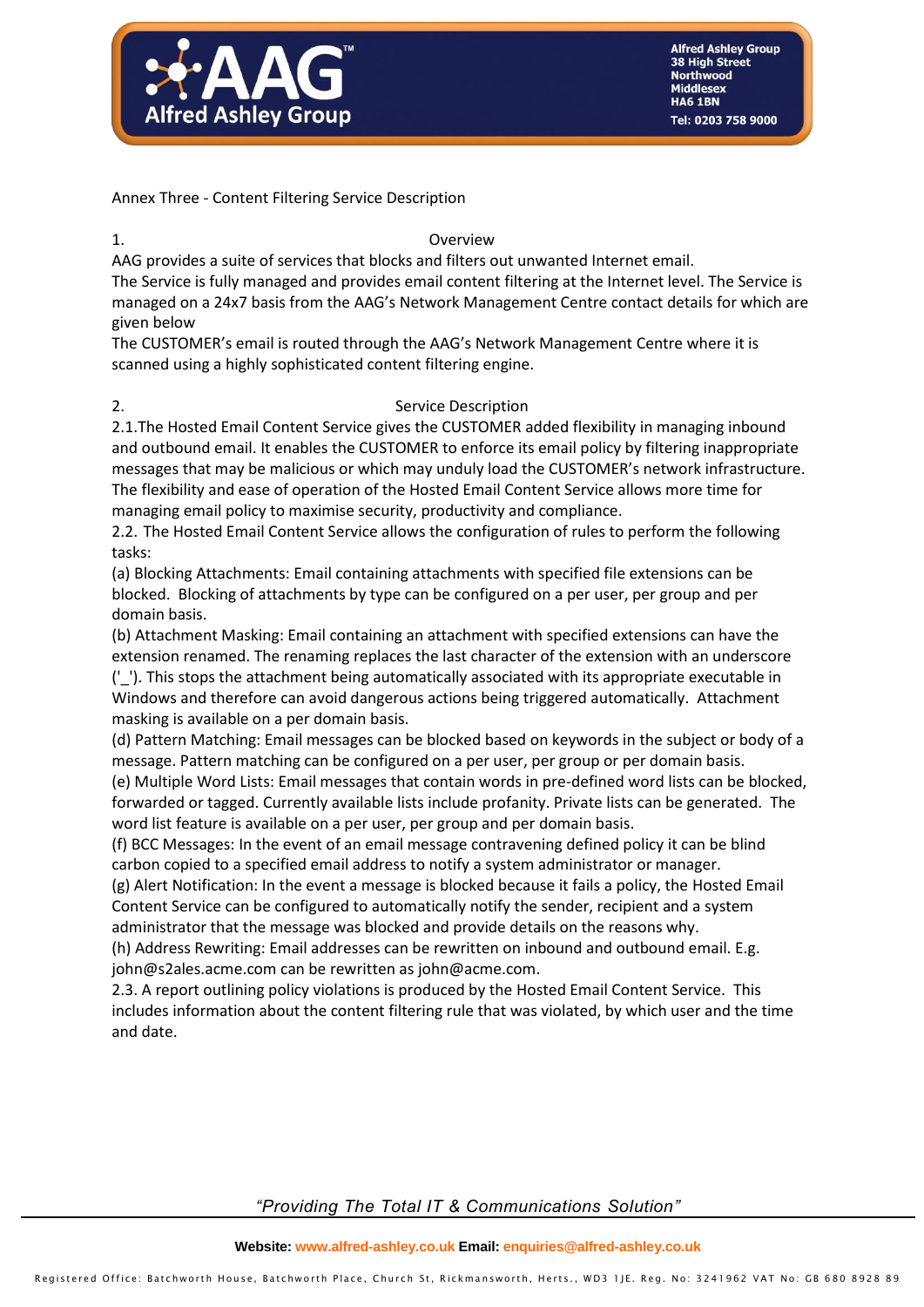Annex Three - Content Filtering Service Description

## 1. Overview

AAG provides a suite of services that blocks and filters out unwanted Internet email.
The Service is fully managed and provides email content filtering at the Internet level. The Service is managed on a 24x7 basis from the AAG's Network Management Centre contact details for which are given below
The CUSTOMER's email is routed through the AAG's Network Management Centre where it is scanned using a highly sophisticated content filtering engine.

## 2. Service Description

2.1.The Hosted Email Content Service gives the CUSTOMER added flexibility in managing inbound and outbound email. It enables the CUSTOMER to enforce its email policy by filtering inappropriate messages that may be malicious or which may unduly load the CUSTOMER's network infrastructure. The flexibility and ease of operation of the Hosted Email Content Service allows more time for managing email policy to maximise security, productivity and compliance.
2.2. The Hosted Email Content Service allows the configuration of rules to perform the following tasks:
(a) Blocking Attachments: Email containing attachments with specified file extensions can be blocked. Blocking of attachments by type can be configured on a per user, per group and per domain basis.
(b) Attachment Masking: Email containing an attachment with specified extensions can have the extension renamed. The renaming replaces the last character of the extension with an underscore ('_'). This stops the attachment being automatically associated with its appropriate executable in Windows and therefore can avoid dangerous actions being triggered automatically. Attachment masking is available on a per domain basis.
(d) Pattern Matching: Email messages can be blocked based on keywords in the subject or body of a message. Pattern matching can be configured on a per user, per group or per domain basis.
(e) Multiple Word Lists: Email messages that contain words in pre-defined word lists can be blocked, forwarded or tagged. Currently available lists include profanity. Private lists can be generated. The word list feature is available on a per user, per group and per domain basis.
(f) BCC Messages: In the event of an email message contravening defined policy it can be blind carbon copied to a specified email address to notify a system administrator or manager.
(g) Alert Notification: In the event a message is blocked because it fails a policy, the Hosted Email Content Service can be configured to automatically notify the sender, recipient and a system administrator that the message was blocked and provide details on the reasons why.
(h) Address Rewriting: Email addresses can be rewritten on inbound and outbound email. E.g. john@s2ales.acme.com can be rewritten as john@acme.com.
2.3. A report outlining policy violations is produced by the Hosted Email Content Service. This includes information about the content filtering rule that was violated, by which user and the time and date.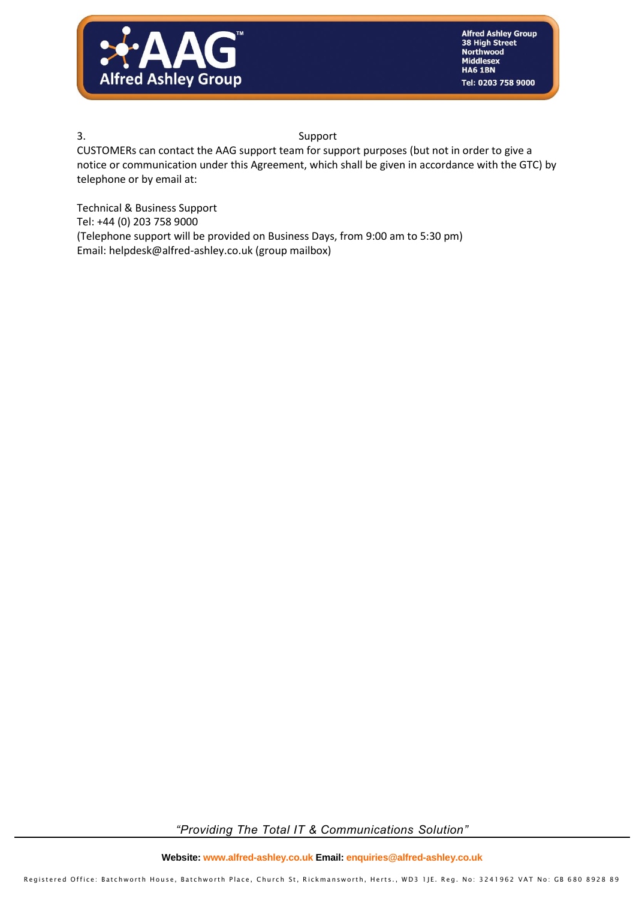## 3. Support

CUSTOMERs can contact the AAG support team for support purposes (but not in order to give a notice or communication under this Agreement, which shall be given in accordance with the GTC) by telephone or by email at:

Technical & Business Support
Tel: +44 (0) 203 758 9000
(Telephone support will be provided on Business Days, from 9:00 am to 5:30 pm)
Email: helpdesk@alfred-ashley.co.uk (group mailbox)